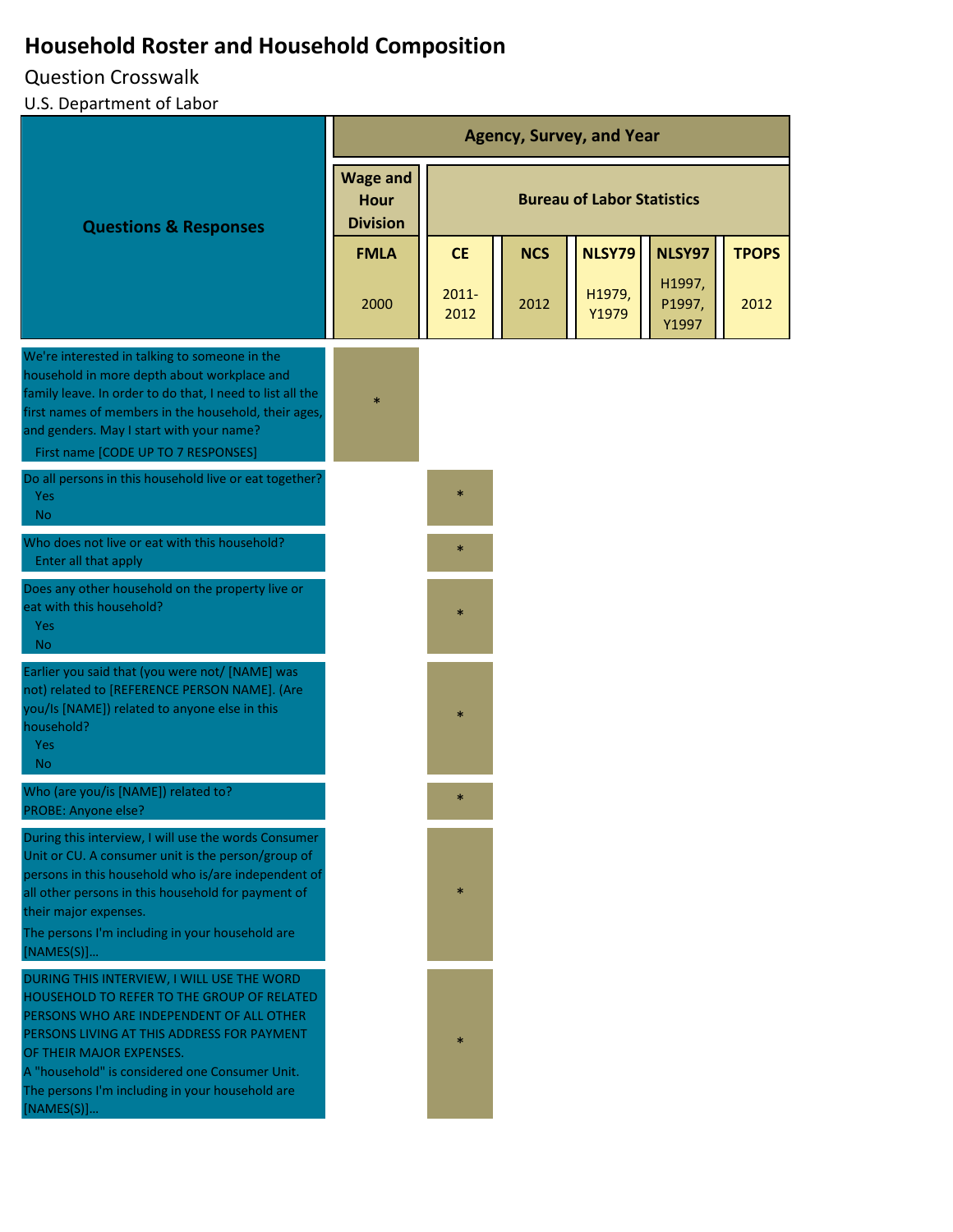# Household Roster and Household Composition

Question Crosswalk

U.S. Department of Labor

| Questions & Responses | Agency, Survey, and Year | | | | | |
|---|---|---|---|---|---|---|
| | Wage and Hour Division | Bureau of Labor Statistics | | | | |
| | FMLA | CE | NCS | NLSY79 | NLSY97 | TPOPS |
| | 2000 | 2011-2012 | 2012 | H1979, Y1979 | H1997, P1997, Y1997 | 2012 |
| We're interested in talking to someone in the household in more depth about workplace and family leave. In order to do that, I need to list all the first names of members in the household, their ages, and genders. May I start with your name?<br>First name [CODE UP TO 7 RESPONSES] | * | | | | | |
| Do all persons in this household live or eat together?<br>Yes<br>No | | * | | | | |
| Who does not live or eat with this household?<br>Enter all that apply | | * | | | | |
| Does any other household on the property live or eat with this household?<br>Yes<br>No | | * | | | | |
| Earlier you said that (you were not/ [NAME] was not) related to [REFERENCE PERSON NAME]. (Are you/Is [NAME]) related to anyone else in this household?<br>Yes<br>No | | * | | | | |
| Who (are you/is [NAME]) related to?<br>PROBE: Anyone else? | | * | | | | |
| During this interview, I will use the words Consumer Unit or CU. A consumer unit is the person/group of persons in this household who is/are independent of all other persons in this household for payment of their major expenses.<br>The persons I'm including in your household are [NAMES(S)]... | | * | | | | |
| DURING THIS INTERVIEW, I WILL USE THE WORD HOUSEHOLD TO REFER TO THE GROUP OF RELATED PERSONS WHO ARE INDEPENDENT OF ALL OTHER PERSONS LIVING AT THIS ADDRESS FOR PAYMENT OF THEIR MAJOR EXPENSES.<br>A "household" is considered one Consumer Unit.<br>The persons I'm including in your household are [NAMES(S)]... | | * | | | | |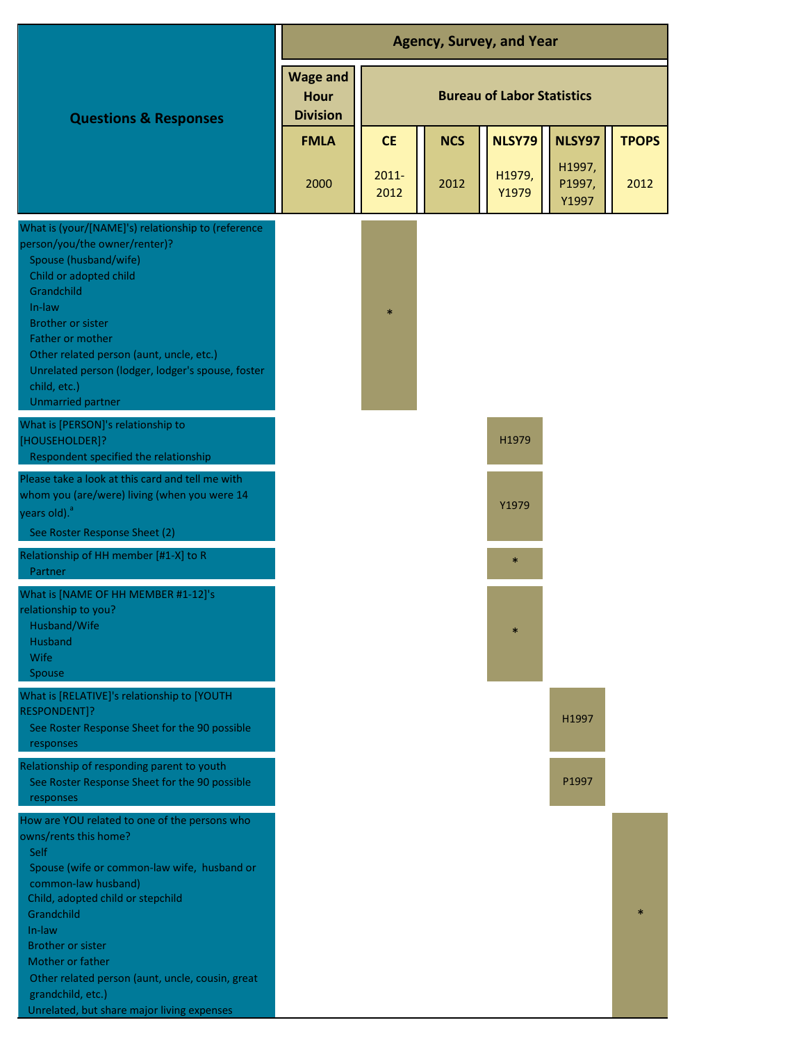| Questions & Responses | Wage and Hour Division | Bureau of Labor Statistics | | | | |
|---|---|---|---|---|---|---|
| | FMLA 2000 | CE 2011-2012 | NCS 2012 | NLSY79 H1979, Y1979 | NLSY97 H1997, P1997, Y1997 | TPOPS 2012 |
| What is (your/[NAME]'s) relationship to (reference person/you/the owner/renter)?<br>Spouse (husband/wife)<br>Child or adopted child<br>Grandchild<br>In-law<br>Brother or sister<br>Father or mother<br>Other related person (aunt, uncle, etc.)<br>Unrelated person (lodger, lodger's spouse, foster child, etc.)<br>Unmarried partner | | * | | | | |
| What is [PERSON]'s relationship to [HOUSEHOLDER]?<br>Respondent specified the relationship | | | | H1979 | | |
| Please take a look at this card and tell me with whom you (are/were) living (when you were 14 years old).[a]<br>See Roster Response Sheet (2) | | | | Y1979 | | |
| Relationship of HH member [#1-X] to R<br>Partner | | | | * | | |
| What is [NAME OF HH MEMBER #1-12]'s relationship to you?<br>Husband/Wife<br>Husband<br>Wife<br>Spouse | | | | * | | |
| What is [RELATIVE]'s relationship to [YOUTH RESPONDENT]?<br>See Roster Response Sheet for the 90 possible responses | | | | | H1997 | |
| Relationship of responding parent to youth<br>See Roster Response Sheet for the 90 possible responses | | | | | P1997 | |
| How are YOU related to one of the persons who owns/rents this home?<br>Self<br>Spouse (wife or common-law wife, husband or common-law husband)<br>Child, adopted child or stepchild<br>Grandchild<br>In-law<br>Brother or sister<br>Mother or father<br>Other related person (aunt, uncle, cousin, great grandchild, etc.)<br>Unrelated, but share major living expenses | | | | | | * |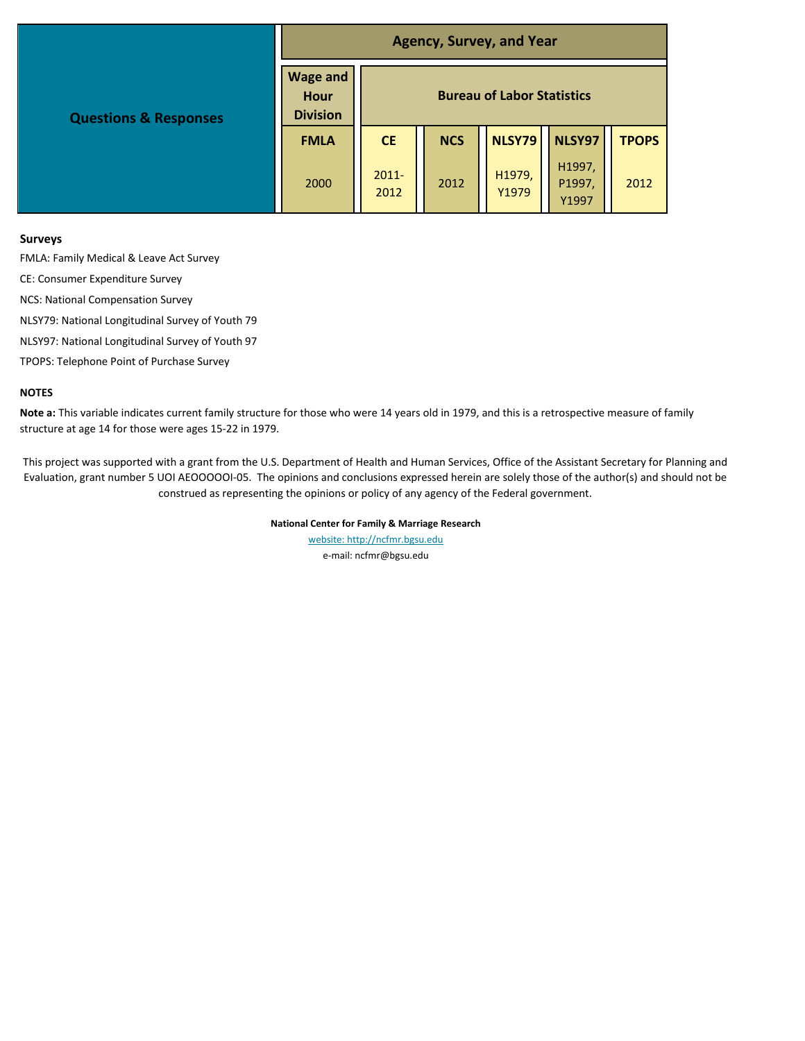| Questions & Responses | Agency, Survey, and Year | | | | | |
|---|---|---|---|---|---|---|
| | Wage and Hour Division | Bureau of Labor Statistics | | | | |
| | FMLA | CE | NCS | NLSY79 | NLSY97 | TPOPS |
| | 2000 | 2011-2012 | 2012 | H1979, Y1979 | H1997, P1997, Y1997 | 2012 |

**Surveys**

FMLA: Family Medical & Leave Act Survey

CE: Consumer Expenditure Survey

NCS: National Compensation Survey

NLSY79: National Longitudinal Survey of Youth 79

NLSY97: National Longitudinal Survey of Youth 97

TPOPS: Telephone Point of Purchase Survey

**NOTES**

**Note a:** This variable indicates current family structure for those who were 14 years old in 1979, and this is a retrospective measure of family structure at age 14 for those were ages 15-22 in 1979.

This project was supported with a grant from the U.S. Department of Health and Human Services, Office of the Assistant Secretary for Planning and Evaluation, grant number 5 UOI AEOOOOOI-05. The opinions and conclusions expressed herein are solely those of the author(s) and should not be construed as representing the opinions or policy of any agency of the Federal government.

**National Center for Family & Marriage Research**

website: http://ncfmr.bgsu.edu

e-mail: ncfmr@bgsu.edu